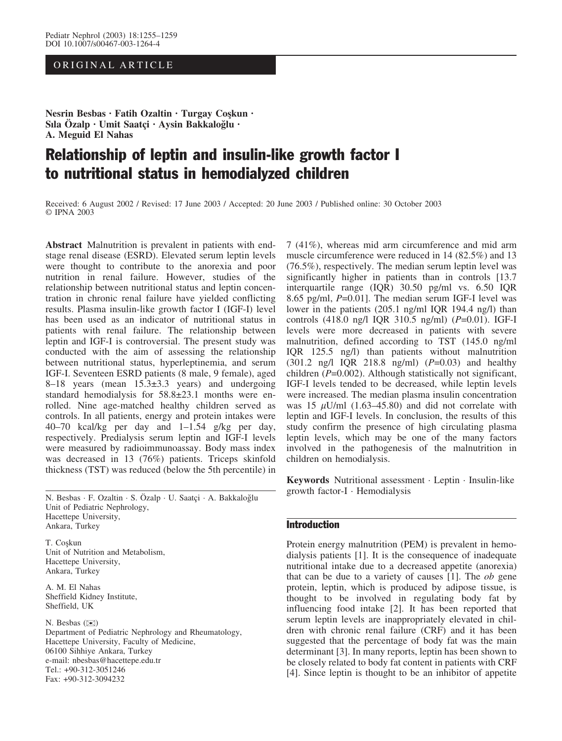ORIGINAL ARTICLE

**Nesrin Besbas · Fatih Ozaltin · Turgay Coşkun · Sıla Özalp · Umit Saatçi · Aysin Bakkaloğlu · A. Meguid El Nahas**

# Relationship of leptin and insulin-like growth factor I to nutritional status in hemodialyzed children

Received: 6 August 2002 / Revised: 17 June 2003 / Accepted: 20 June 2003 / Published online: 30 October 2003
© IPNA 2003

**Abstract** Malnutrition is prevalent in patients with end-stage renal disease (ESRD). Elevated serum leptin levels were thought to contribute to the anorexia and poor nutrition in renal failure. However, studies of the relationship between nutritional status and leptin concentration in chronic renal failure have yielded conflicting results. Plasma insulin-like growth factor I (IGF-I) level has been used as an indicator of nutritional status in patients with renal failure. The relationship between leptin and IGF-I is controversial. The present study was conducted with the aim of assessing the relationship between nutritional status, hyperleptinemia, and serum IGF-I. Seventeen ESRD patients (8 male, 9 female), aged 8–18 years (mean 15.3±3.3 years) and undergoing standard hemodialysis for 58.8±23.1 months were enrolled. Nine age-matched healthy children served as controls. In all patients, energy and protein intakes were 40–70 kcal/kg per day and 1–1.54 g/kg per day, respectively. Predialysis serum leptin and IGF-I levels were measured by radioimmunoassay. Body mass index was decreased in 13 (76%) patients. Triceps skinfold thickness (TST) was reduced (below the 5th percentile) in 7 (41%), whereas mid arm circumference and mid arm muscle circumference were reduced in 14 (82.5%) and 13 (76.5%), respectively. The median serum leptin level was significantly higher in patients than in controls [13.7 interquartile range (IQR) 30.50 pg/ml vs. 6.50 IQR 8.65 pg/ml, $P$=0.01]. The median serum IGF-I level was lower in the patients (205.1 ng/ml IQR 194.4 ng/l) than controls (418.0 ng/l IQR 310.5 ng/ml) ($P$=0.01). IGF-I levels were more decreased in patients with severe malnutrition, defined according to TST (145.0 ng/ml IQR 125.5 ng/l) than patients without malnutrition (301.2 ng/l IQR 218.8 ng/ml) ($P$=0.03) and healthy children ($P$=0.002). Although statistically not significant, IGF-I levels tended to be decreased, while leptin levels were increased. The median plasma insulin concentration was 15 $\mu$U/ml (1.63–45.80) and did not correlate with leptin and IGF-I levels. In conclusion, the results of this study confirm the presence of high circulating plasma leptin levels, which may be one of the many factors involved in the pathogenesis of the malnutrition in children on hemodialysis.

**Keywords** Nutritional assessment · Leptin · Insulin-like growth factor-I · Hemodialysis

N. Besbas · F. Ozaltin · S. Özalp · U. Saatçi · A. Bakkaloğlu
Unit of Pediatric Nephrology,
Hacettepe University,
Ankara, Turkey

T. Coşkun
Unit of Nutrition and Metabolism,
Hacettepe University,
Ankara, Turkey

A. M. El Nahas
Sheffield Kidney Institute,
Sheffield, UK

N. Besbas (✉)
Department of Pediatric Nephrology and Rheumatology,
Hacettepe University, Faculty of Medicine,
06100 Sihhiye Ankara, Turkey
e-mail: nbesbas@hacettepe.edu.tr
Tel.: +90-312-3051246
Fax: +90-312-3094232

## Introduction

Protein energy malnutrition (PEM) is prevalent in hemodialysis patients [1]. It is the consequence of inadequate nutritional intake due to a decreased appetite (anorexia) that can be due to a variety of causes [1]. The *ob* gene protein, leptin, which is produced by adipose tissue, is thought to be involved in regulating body fat by influencing food intake [2]. It has been reported that serum leptin levels are inappropriately elevated in children with chronic renal failure (CRF) and it has been suggested that the percentage of body fat was the main determinant [3]. In many reports, leptin has been shown to be closely related to body fat content in patients with CRF [4]. Since leptin is thought to be an inhibitor of appetite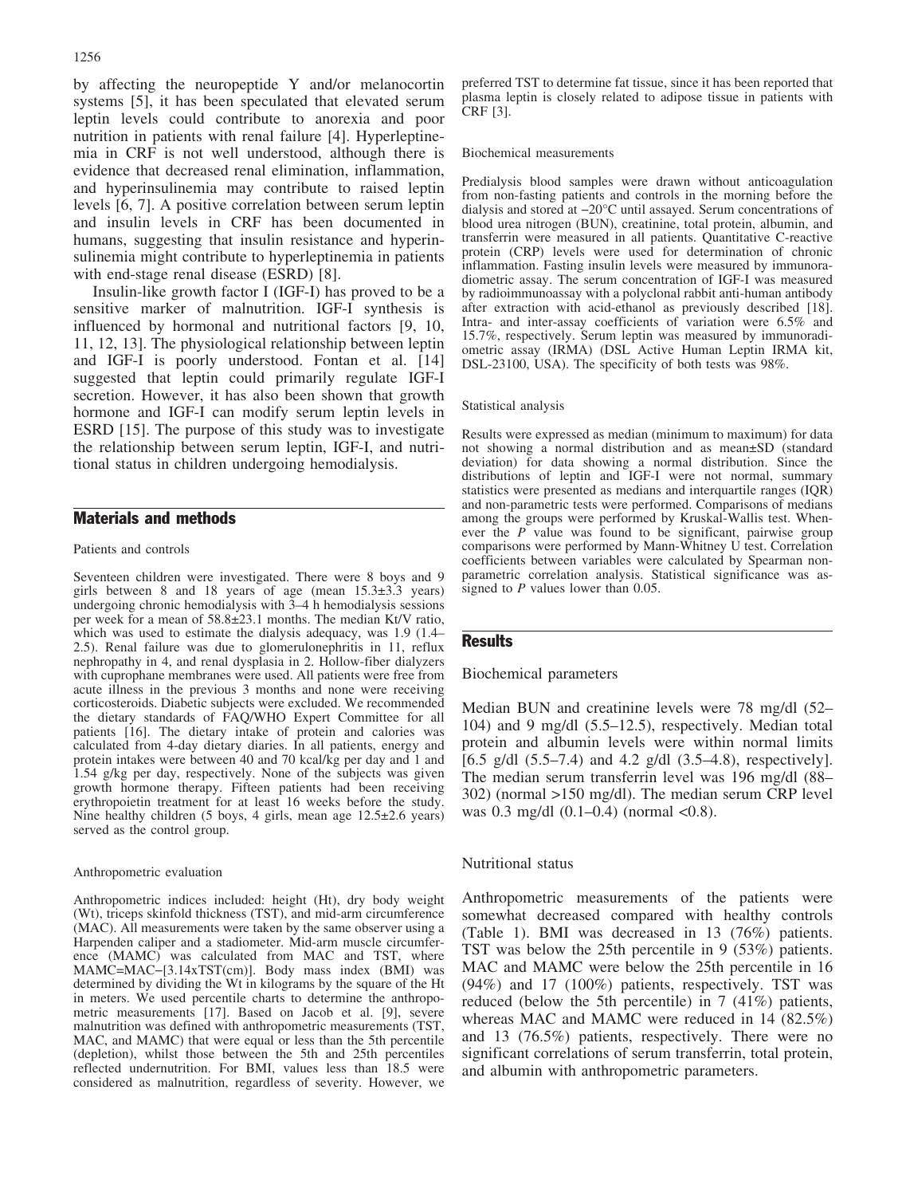by affecting the neuropeptide Y and/or melanocortin systems [5], it has been speculated that elevated serum leptin levels could contribute to anorexia and poor nutrition in patients with renal failure [4]. Hyperleptinemia in CRF is not well understood, although there is evidence that decreased renal elimination, inflammation, and hyperinsulinemia may contribute to raised leptin levels [6, 7]. A positive correlation between serum leptin and insulin levels in CRF has been documented in humans, suggesting that insulin resistance and hyperinsulinemia might contribute to hyperleptinemia in patients with end-stage renal disease (ESRD) [8].

Insulin-like growth factor I (IGF-I) has proved to be a sensitive marker of malnutrition. IGF-I synthesis is influenced by hormonal and nutritional factors [9, 10, 11, 12, 13]. The physiological relationship between leptin and IGF-I is poorly understood. Fontan et al. [14] suggested that leptin could primarily regulate IGF-I secretion. However, it has also been shown that growth hormone and IGF-I can modify serum leptin levels in ESRD [15]. The purpose of this study was to investigate the relationship between serum leptin, IGF-I, and nutritional status in children undergoing hemodialysis.

## Materials and methods

### Patients and controls

Seventeen children were investigated. There were 8 boys and 9 girls between 8 and 18 years of age (mean 15.3±3.3 years) undergoing chronic hemodialysis with 3–4 h hemodialysis sessions per week for a mean of 58.8±23.1 months. The median Kt/V ratio, which was used to estimate the dialysis adequacy, was 1.9 (1.4–2.5). Renal failure was due to glomerulonephritis in 11, reflux nephropathy in 4, and renal dysplasia in 2. Hollow-fiber dialyzers with cuprophane membranes were used. All patients were free from acute illness in the previous 3 months and none were receiving corticosteroids. Diabetic subjects were excluded. We recommended the dietary standards of FAQ/WHO Expert Committee for all patients [16]. The dietary intake of protein and calories was calculated from 4-day dietary diaries. In all patients, energy and protein intakes were between 40 and 70 kcal/kg per day and 1 and 1.54 g/kg per day, respectively. None of the subjects was given growth hormone therapy. Fifteen patients had been receiving erythropoietin treatment for at least 16 weeks before the study. Nine healthy children (5 boys, 4 girls, mean age 12.5±2.6 years) served as the control group.

### Anthropometric evaluation

Anthropometric indices included: height (Ht), dry body weight (Wt), triceps skinfold thickness (TST), and mid-arm circumference (MAC). All measurements were taken by the same observer using a Harpenden caliper and a stadiometer. Mid-arm muscle circumference (MAMC) was calculated from MAC and TST, where MAMC=MAC−[3.14xTST(cm)]. Body mass index (BMI) was determined by dividing the Wt in kilograms by the square of the Ht in meters. We used percentile charts to determine the anthropometric measurements [17]. Based on Jacob et al. [9], severe malnutrition was defined with anthropometric measurements (TST, MAC, and MAMC) that were equal or less than the 5th percentile (depletion), whilst those between the 5th and 25th percentiles reflected undernutrition. For BMI, values less than 18.5 were considered as malnutrition, regardless of severity. However, we preferred TST to determine fat tissue, since it has been reported that plasma leptin is closely related to adipose tissue in patients with CRF [3].

### Biochemical measurements

Predialysis blood samples were drawn without anticoagulation from non-fasting patients and controls in the morning before the dialysis and stored at −20°C until assayed. Serum concentrations of blood urea nitrogen (BUN), creatinine, total protein, albumin, and transferrin were measured in all patients. Quantitative C-reactive protein (CRP) levels were used for determination of chronic inflammation. Fasting insulin levels were measured by immunoradiometric assay. The serum concentration of IGF-I was measured by radioimmunoassay with a polyclonal rabbit anti-human antibody after extraction with acid-ethanol as previously described [18]. Intra- and inter-assay coefficients of variation were 6.5% and 15.7%, respectively. Serum leptin was measured by immunoradiometric assay (IRMA) (DSL Active Human Leptin IRMA kit, DSL-23100, USA). The specificity of both tests was 98%.

### Statistical analysis

Results were expressed as median (minimum to maximum) for data not showing a normal distribution and as mean±SD (standard deviation) for data showing a normal distribution. Since the distributions of leptin and IGF-I were not normal, summary statistics were presented as medians and interquartile ranges (IQR) and non-parametric tests were performed. Comparisons of medians among the groups were performed by Kruskal-Wallis test. Whenever the $P$ value was found to be significant, pairwise group comparisons were performed by Mann-Whitney U test. Correlation coefficients between variables were calculated by Spearman non-parametric correlation analysis. Statistical significance was assigned to $P$ values lower than 0.05.

## Results

### Biochemical parameters

Median BUN and creatinine levels were 78 mg/dl (52–104) and 9 mg/dl (5.5–12.5), respectively. Median total protein and albumin levels were within normal limits [6.5 g/dl (5.5–7.4) and 4.2 g/dl (3.5–4.8), respectively]. The median serum transferrin level was 196 mg/dl (88–302) (normal >150 mg/dl). The median serum CRP level was 0.3 mg/dl (0.1–0.4) (normal <0.8).

### Nutritional status

Anthropometric measurements of the patients were somewhat decreased compared with healthy controls (Table 1). BMI was decreased in 13 (76%) patients. TST was below the 25th percentile in 9 (53%) patients. MAC and MAMC were below the 25th percentile in 16 (94%) and 17 (100%) patients, respectively. TST was reduced (below the 5th percentile) in 7 (41%) patients, whereas MAC and MAMC were reduced in 14 (82.5%) and 13 (76.5%) patients, respectively. There were no significant correlations of serum transferrin, total protein, and albumin with anthropometric parameters.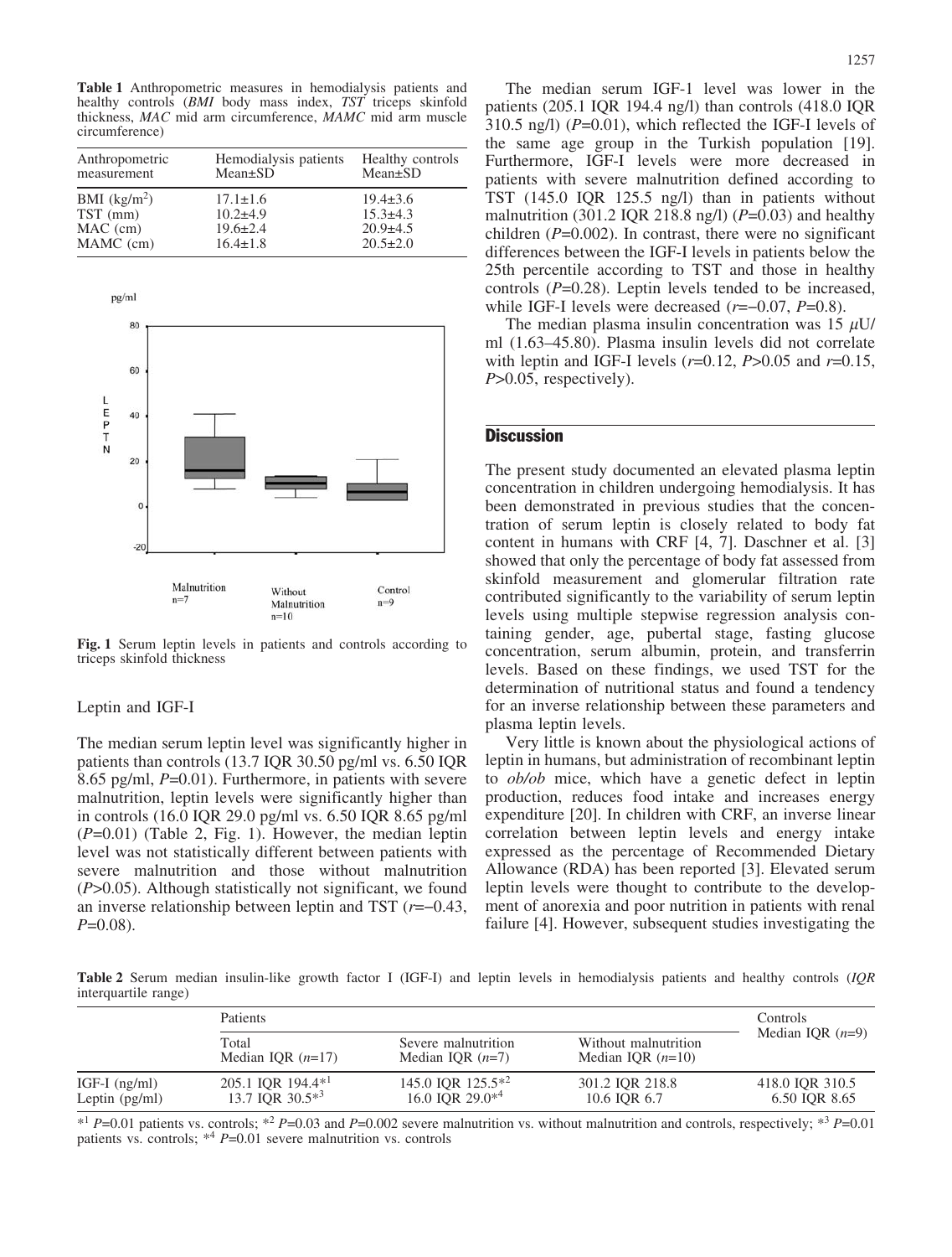**Table 1** Anthropometric measures in hemodialysis patients and healthy controls (*BMI* body mass index, *TST* triceps skinfold thickness, *MAC* mid arm circumference, *MAMC* mid arm muscle circumference)

| Anthropometric measurement | Hemodialysis patients Mean±SD | Healthy controls Mean±SD |
|---|---|---|
| BMI ($kg/m^2$) | 17.1±1.6 | 19.4±3.6 |
| TST (mm) | 10.2±4.9 | 15.3±4.3 |
| MAC (cm) | 19.6±2.4 | 20.9±4.5 |
| MAMC (cm) | 16.4±1.8 | 20.5±2.0 |

**Fig. 1** Serum leptin levels in patients and controls according to triceps skinfold thickness

### Leptin and IGF-I

The median serum leptin level was significantly higher in patients than controls (13.7 IQR 30.50 pg/ml vs. 6.50 IQR 8.65 pg/ml, $P$=0.01). Furthermore, in patients with severe malnutrition, leptin levels were significantly higher than in controls (16.0 IQR 29.0 pg/ml vs. 6.50 IQR 8.65 pg/ml ($P$=0.01) (Table 2, Fig. 1). However, the median leptin level was not statistically different between patients with severe malnutrition and those without malnutrition ($P$>0.05). Although statistically not significant, we found an inverse relationship between leptin and TST ($r$=−0.43, $P$=0.08).

The median serum IGF-1 level was lower in the patients (205.1 IQR 194.4 ng/l) than controls (418.0 IQR 310.5 ng/l) ($P$=0.01), which reflected the IGF-I levels of the same age group in the Turkish population [19]. Furthermore, IGF-I levels were more decreased in patients with severe malnutrition defined according to TST (145.0 IQR 125.5 ng/l) than in patients without malnutrition (301.2 IQR 218.8 ng/l) ($P$=0.03) and healthy children ($P$=0.002). In contrast, there were no significant differences between the IGF-I levels in patients below the 25th percentile according to TST and those in healthy controls ($P$=0.28). Leptin levels tended to be increased, while IGF-I levels were decreased ($r$=−0.07, $P$=0.8).

The median plasma insulin concentration was 15 $\mu$U/ml (1.63–45.80). Plasma insulin levels did not correlate with leptin and IGF-I levels ($r$=0.12, $P$>0.05 and $r$=0.15, $P$>0.05, respectively).

## Discussion

The present study documented an elevated plasma leptin concentration in children undergoing hemodialysis. It has been demonstrated in previous studies that the concentration of serum leptin is closely related to body fat content in humans with CRF [4, 7]. Daschner et al. [3] showed that only the percentage of body fat assessed from skinfold measurement and glomerular filtration rate contributed significantly to the variability of serum leptin levels using multiple stepwise regression analysis containing gender, age, pubertal stage, fasting glucose concentration, serum albumin, protein, and transferrin levels. Based on these findings, we used TST for the determination of nutritional status and found a tendency for an inverse relationship between these parameters and plasma leptin levels.

Very little is known about the physiological actions of leptin in humans, but administration of recombinant leptin to *ob/ob* mice, which have a genetic defect in leptin production, reduces food intake and increases energy expenditure [20]. In children with CRF, an inverse linear correlation between leptin levels and energy intake expressed as the percentage of Recommended Dietary Allowance (RDA) has been reported [3]. Elevated serum leptin levels were thought to contribute to the development of anorexia and poor nutrition in patients with renal failure [4]. However, subsequent studies investigating the

**Table 2** Serum median insulin-like growth factor I (IGF-I) and leptin levels in hemodialysis patients and healthy controls (*IQR* interquartile range)

| | Patients | | | Controls Median IQR ($n$=9) |
|---|---|---|---|---|
| | Total Median IQR ($n$=17) | Severe malnutrition Median IQR ($n$=7) | Without malnutrition Median IQR ($n$=10) | |
| IGF-I (ng/ml) | 205.1 IQR 194.4*[1] | 145.0 IQR 125.5*[2] | 301.2 IQR 218.8 | 418.0 IQR 310.5 |
| Leptin (pg/ml) | 13.7 IQR 30.5*[3] | 16.0 IQR 29.0*[4] | 10.6 IQR 6.7 | 6.50 IQR 8.65 |

*[1] $P$=0.01 patients vs. controls; *[2] $P$=0.03 and $P$=0.002 severe malnutrition vs. without malnutrition and controls, respectively; *[3] $P$=0.01 patients vs. controls; *[4] $P$=0.01 severe malnutrition vs. controls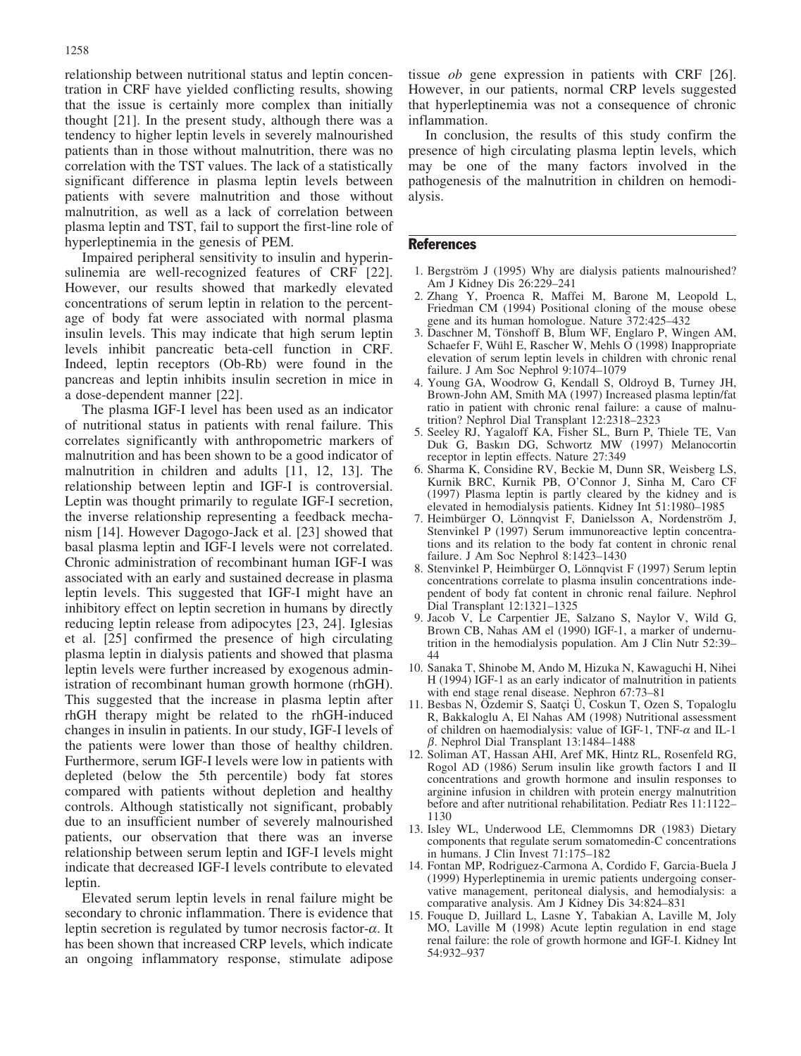relationship between nutritional status and leptin concentration in CRF have yielded conflicting results, showing that the issue is certainly more complex than initially thought [21]. In the present study, although there was a tendency to higher leptin levels in severely malnourished patients than in those without malnutrition, there was no correlation with the TST values. The lack of a statistically significant difference in plasma leptin levels between patients with severe malnutrition and those without malnutrition, as well as a lack of correlation between plasma leptin and TST, fail to support the first-line role of hyperleptinemia in the genesis of PEM.

Impaired peripheral sensitivity to insulin and hyperinsulinemia are well-recognized features of CRF [22]. However, our results showed that markedly elevated concentrations of serum leptin in relation to the percentage of body fat were associated with normal plasma insulin levels. This may indicate that high serum leptin levels inhibit pancreatic beta-cell function in CRF. Indeed, leptin receptors (Ob-Rb) were found in the pancreas and leptin inhibits insulin secretion in mice in a dose-dependent manner [22].

The plasma IGF-I level has been used as an indicator of nutritional status in patients with renal failure. This correlates significantly with anthropometric markers of malnutrition and has been shown to be a good indicator of malnutrition in children and adults [11, 12, 13]. The relationship between leptin and IGF-I is controversial. Leptin was thought primarily to regulate IGF-I secretion, the inverse relationship representing a feedback mechanism [14]. However Dagogo-Jack et al. [23] showed that basal plasma leptin and IGF-I levels were not correlated. Chronic administration of recombinant human IGF-I was associated with an early and sustained decrease in plasma leptin levels. This suggested that IGF-I might have an inhibitory effect on leptin secretion in humans by directly reducing leptin release from adipocytes [23, 24]. Iglesias et al. [25] confirmed the presence of high circulating plasma leptin in dialysis patients and showed that plasma leptin levels were further increased by exogenous administration of recombinant human growth hormone (rhGH). This suggested that the increase in plasma leptin after rhGH therapy might be related to the rhGH-induced changes in insulin in patients. In our study, IGF-I levels of the patients were lower than those of healthy children. Furthermore, serum IGF-I levels were low in patients with depleted (below the 5th percentile) body fat stores compared with patients without depletion and healthy controls. Although statistically not significant, probably due to an insufficient number of severely malnourished patients, our observation that there was an inverse relationship between serum leptin and IGF-I levels might indicate that decreased IGF-I levels contribute to elevated leptin.

Elevated serum leptin levels in renal failure might be secondary to chronic inflammation. There is evidence that leptin secretion is regulated by tumor necrosis factor-$\alpha$. It has been shown that increased CRP levels, which indicate an ongoing inflammatory response, stimulate adipose tissue *ob* gene expression in patients with CRF [26]. However, in our patients, normal CRP levels suggested that hyperleptinemia was not a consequence of chronic inflammation.

In conclusion, the results of this study confirm the presence of high circulating plasma leptin levels, which may be one of the many factors involved in the pathogenesis of the malnutrition in children on hemodialysis.

## References

1. Bergström J (1995) Why are dialysis patients malnourished? Am J Kidney Dis 26:229–241
2. Zhang Y, Proenca R, Maffei M, Barone M, Leopold L, Friedman CM (1994) Positional cloning of the mouse obese gene and its human homologue. Nature 372:425–432
3. Daschner M, Tönshoff B, Blum WF, Englaro P, Wingen AM, Schaefer F, Wühl E, Rascher W, Mehls O (1998) Inappropriate elevation of serum leptin levels in children with chronic renal failure. J Am Soc Nephrol 9:1074–1079
4. Young GA, Woodrow G, Kendall S, Oldroyd B, Turney JH, Brown-John AM, Smith MA (1997) Increased plasma leptin/fat ratio in patient with chronic renal failure: a cause of malnutrition? Nephrol Dial Transplant 12:2318–2323
5. Seeley RJ, Yagaloff KA, Fisher SL, Burn P, Thiele TE, Van Duk G, Baskın DG, Schwortz MW (1997) Melanocortin receptor in leptin effects. Nature 27:349
6. Sharma K, Considine RV, Beckie M, Dunn SR, Weisberg LS, Kurnik BRC, Kurnik PB, O'Connor J, Sinha M, Caro CF (1997) Plasma leptin is partly cleared by the kidney and is elevated in hemodialysis patients. Kidney Int 51:1980–1985
7. Heimbürger O, Lönnqvist F, Danielsson A, Nordenström J, Stenvinkel P (1997) Serum immunoreactive leptin concentrations and its relation to the body fat content in chronic renal failure. J Am Soc Nephrol 8:1423–1430
8. Stenvinkel P, Heimbürger O, Lönnqvist F (1997) Serum leptin concentrations correlate to plasma insulin concentrations independent of body fat content in chronic renal failure. Nephrol Dial Transplant 12:1321–1325
9. Jacob V, Le Carpentier JE, Salzano S, Naylor V, Wild G, Brown CB, Nahas AM el (1990) IGF-1, a marker of undernutrition in the hemodialysis population. Am J Clin Nutr 52:39–44
10. Sanaka T, Shinobe M, Ando M, Hizuka N, Kawaguchi H, Nihei H (1994) IGF-1 as an early indicator of malnutrition in patients with end stage renal disease. Nephron 67:73–81
11. Besbas N, Özdemir S, Saatçi Ü, Coskun T, Ozen S, Topaloglu R, Bakkaloglu A, El Nahas AM (1998) Nutritional assessment of children on haemodialysis: value of IGF-1, TNF-$\alpha$ and IL-1 $\beta$. Nephrol Dial Transplant 13:1484–1488
12. Soliman AT, Hassan AHI, Aref MK, Hintz RL, Rosenfeld RG, Rogol AD (1986) Serum insulin like growth factors I and II concentrations and growth hormone and insulin responses to arginine infusion in children with protein energy malnutrition before and after nutritional rehabilitation. Pediatr Res 11:1122–1130
13. Isley WL, Underwood LE, Clemmomns DR (1983) Dietary components that regulate serum somatomedin-C concentrations in humans. J Clin Invest 71:175–182
14. Fontan MP, Rodriguez-Carmona A, Cordido F, Garcia-Buela J (1999) Hyperleptinemia in uremic patients undergoing conservative management, peritoneal dialysis, and hemodialysis: a comparative analysis. Am J Kidney Dis 34:824–831
15. Fouque D, Juillard L, Lasne Y, Tabakian A, Laville M, Joly MO, Laville M (1998) Acute leptin regulation in end stage renal failure: the role of growth hormone and IGF-I. Kidney Int 54:932–937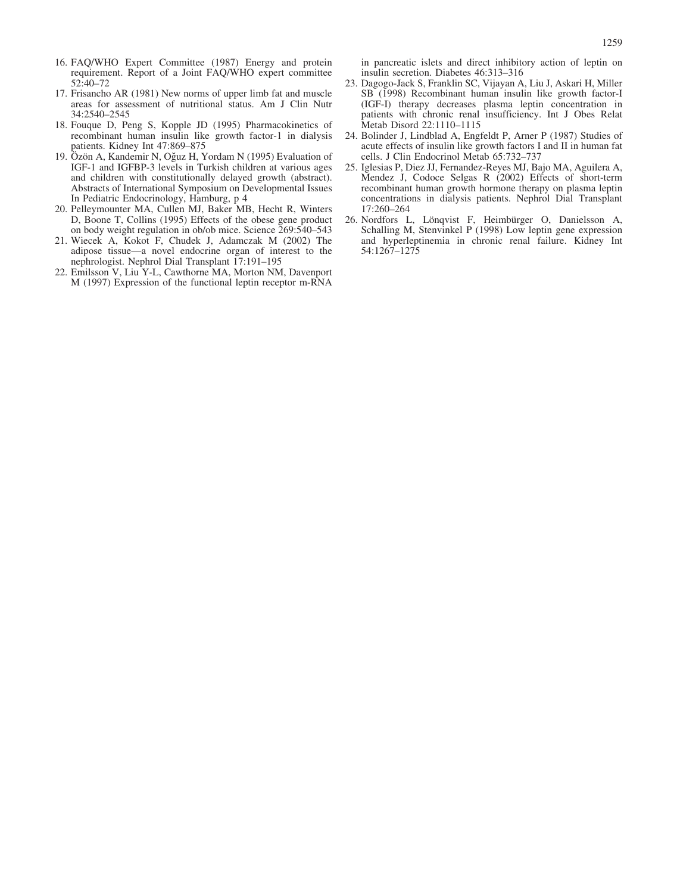16. FAQ/WHO Expert Committee (1987) Energy and protein requirement. Report of a Joint FAQ/WHO expert committee 52:40–72
17. Frisancho AR (1981) New norms of upper limb fat and muscle areas for assessment of nutritional status. Am J Clin Nutr 34:2540–2545
18. Fouque D, Peng S, Kopple JD (1995) Pharmacokinetics of recombinant human insulin like growth factor-1 in dialysis patients. Kidney Int 47:869–875
19. Özön A, Kandemir N, Oğuz H, Yordam N (1995) Evaluation of IGF-1 and IGFBP-3 levels in Turkish children at various ages and children with constitutionally delayed growth (abstract). Abstracts of International Symposium on Developmental Issues In Pediatric Endocrinology, Hamburg, p 4
20. Pelleymounter MA, Cullen MJ, Baker MB, Hecht R, Winters D, Boone T, Collins (1995) Effects of the obese gene product on body weight regulation in ob/ob mice. Science 269:540–543
21. Wiecek A, Kokot F, Chudek J, Adamczak M (2002) The adipose tissue—a novel endocrine organ of interest to the nephrologist. Nephrol Dial Transplant 17:191–195
22. Emilsson V, Liu Y-L, Cawthorne MA, Morton NM, Davenport M (1997) Expression of the functional leptin receptor m-RNA in pancreatic islets and direct inhibitory action of leptin on insulin secretion. Diabetes 46:313–316
23. Dagogo-Jack S, Franklin SC, Vijayan A, Liu J, Askari H, Miller SB (1998) Recombinant human insulin like growth factor-I (IGF-I) therapy decreases plasma leptin concentration in patients with chronic renal insufficiency. Int J Obes Relat Metab Disord 22:1110–1115
24. Bolinder J, Lindblad A, Engfeldt P, Arner P (1987) Studies of acute effects of insulin like growth factors I and II in human fat cells. J Clin Endocrinol Metab 65:732–737
25. Iglesias P, Diez JJ, Fernandez-Reyes MJ, Bajo MA, Aguilera A, Mendez J, Codoce Selgas R (2002) Effects of short-term recombinant human growth hormone therapy on plasma leptin concentrations in dialysis patients. Nephrol Dial Transplant 17:260–264
26. Nordfors L, Lönqvist F, Heimbürger O, Danielsson A, Schalling M, Stenvinkel P (1998) Low leptin gene expression and hyperleptinemia in chronic renal failure. Kidney Int 54:1267–1275